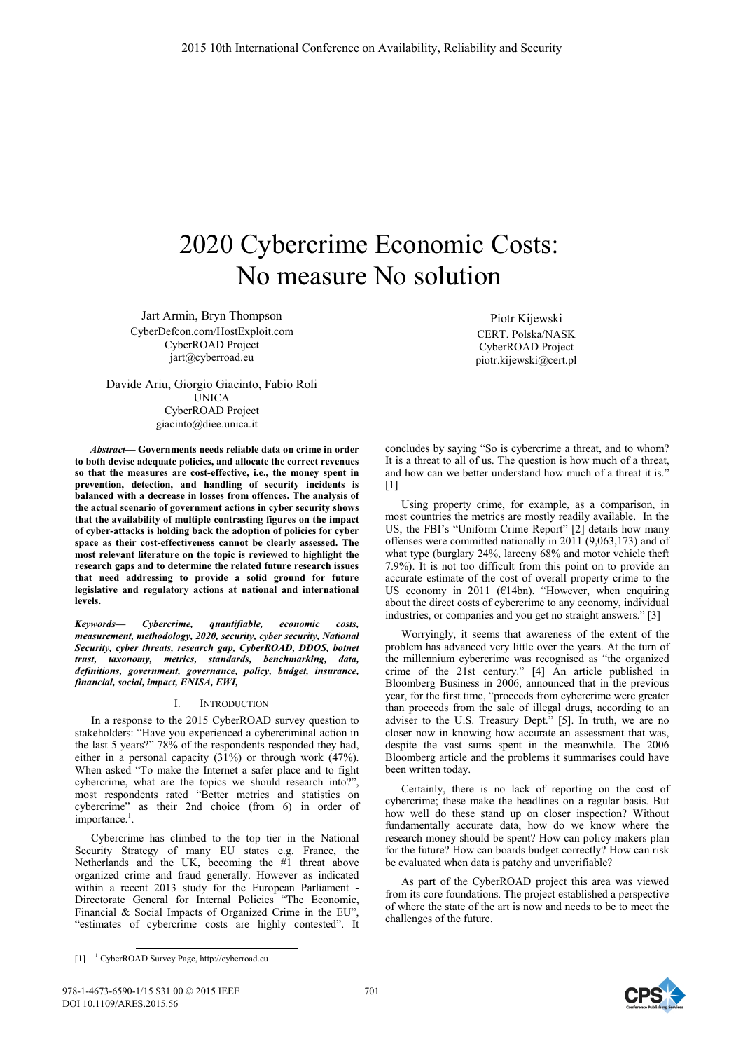# 2020 Cybercrime Economic Costs: No measure No solution

Jart Armin, Bryn Thompson
CyberDefcon.com/HostExploit.com
CyberROAD Project
jart@cyberroad.eu

Piotr Kijewski
CERT. Polska/NASK
CyberROAD Project
piotr.kijewski@cert.pl

Davide Ariu, Giorgio Giacinto, Fabio Roli
UNICA
CyberROAD Project
giacinto@diee.unica.it

***Abstract*— Governments needs reliable data on crime in order to both devise adequate policies, and allocate the correct revenues so that the measures are cost-effective, i.e., the money spent in prevention, detection, and handling of security incidents is balanced with a decrease in losses from offences. The analysis of the actual scenario of government actions in cyber security shows that the availability of multiple contrasting figures on the impact of cyber-attacks is holding back the adoption of policies for cyber space as their cost-effectiveness cannot be clearly assessed. The most relevant literature on the topic is reviewed to highlight the research gaps and to determine the related future research issues that need addressing to provide a solid ground for future legislative and regulatory actions at national and international levels.**

***Keywords— Cybercrime, quantifiable, economic costs, measurement, methodology, 2020, security, cyber security, National Security, cyber threats, research gap, CyberROAD, DDOS, botnet trust, taxonomy, metrics, standards, benchmarking, data, definitions, government, governance, policy, budget, insurance, financial, social, impact, ENISA, EWI,***

## I. Introduction

In a response to the 2015 CyberROAD survey question to stakeholders: "Have you experienced a cybercriminal action in the last 5 years?" 78% of the respondents responded they had, either in a personal capacity (31%) or through work (47%). When asked "To make the Internet a safer place and to fight cybercrime, what are the topics we should research into?", most respondents rated "Better metrics and statistics on cybercrime" as their 2nd choice (from 6) in order of importance.[1].

Cybercrime has climbed to the top tier in the National Security Strategy of many EU states e.g. France, the Netherlands and the UK, becoming the #1 threat above organized crime and fraud generally. However as indicated within a recent 2013 study for the European Parliament - Directorate General for Internal Policies "The Economic, Financial & Social Impacts of Organized Crime in the EU", "estimates of cybercrime costs are highly contested". It concludes by saying "So is cybercrime a threat, and to whom? It is a threat to all of us. The question is how much of a threat, and how can we better understand how much of a threat it is." [1]

Using property crime, for example, as a comparison, in most countries the metrics are mostly readily available. In the US, the FBI's "Uniform Crime Report" [2] details how many offenses were committed nationally in 2011 (9,063,173) and of what type (burglary 24%, larceny 68% and motor vehicle theft 7.9%). It is not too difficult from this point on to provide an accurate estimate of the cost of overall property crime to the US economy in 2011 (€14bn). "However, when enquiring about the direct costs of cybercrime to any economy, individual industries, or companies and you get no straight answers." [3]

Worryingly, it seems that awareness of the extent of the problem has advanced very little over the years. At the turn of the millennium cybercrime was recognised as "the organized crime of the 21st century." [4] An article published in Bloomberg Business in 2006, announced that in the previous year, for the first time, "proceeds from cybercrime were greater than proceeds from the sale of illegal drugs, according to an adviser to the U.S. Treasury Dept." [5]. In truth, we are no closer now in knowing how accurate an assessment that was, despite the vast sums spent in the meanwhile. The 2006 Bloomberg article and the problems it summarises could have been written today.

Certainly, there is no lack of reporting on the cost of cybercrime; these make the headlines on a regular basis. But how well do these stand up on closer inspection? Without fundamentally accurate data, how do we know where the research money should be spent? How can policy makers plan for the future? How can boards budget correctly? How can risk be evaluated when data is patchy and unverifiable?

As part of the CyberROAD project this area was viewed from its core foundations. The project established a perspective of where the state of the art is now and needs to be to meet the challenges of the future.

[1] [1] CyberROAD Survey Page, http://cyberroad.eu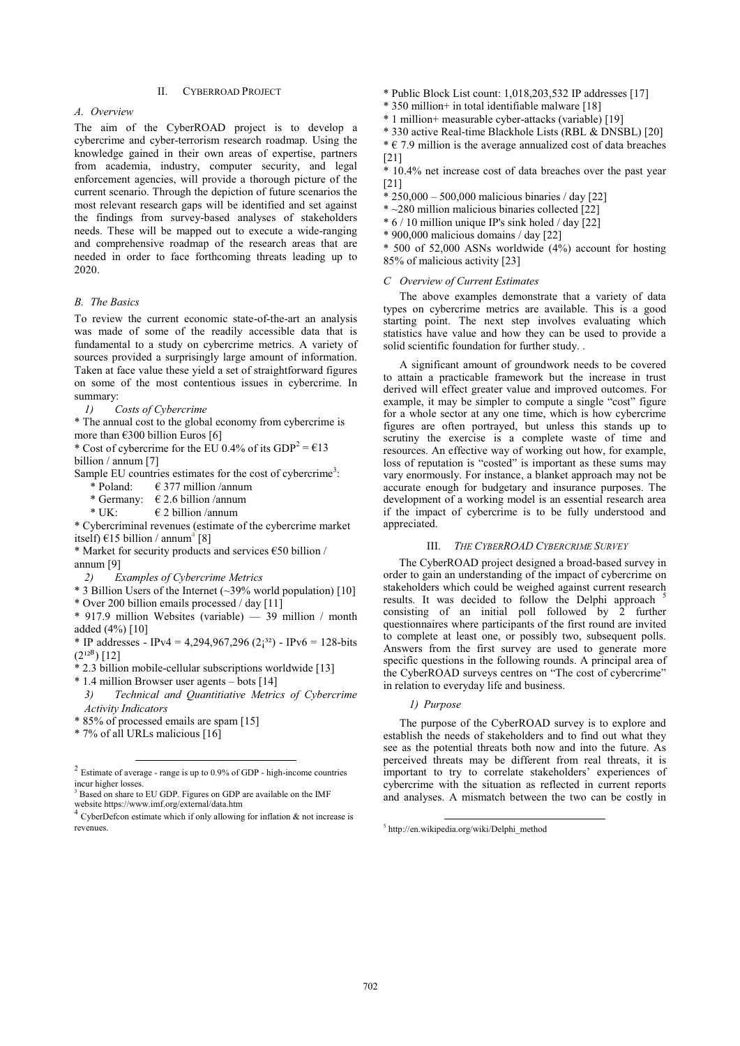## II. CyberROAD Project

### A. Overview

The aim of the CyberROAD project is to develop a cybercrime and cyber-terrorism research roadmap. Using the knowledge gained in their own areas of expertise, partners from academia, industry, computer security, and legal enforcement agencies, will provide a thorough picture of the current scenario. Through the depiction of future scenarios the most relevant research gaps will be identified and set against the findings from survey-based analyses of stakeholders needs. These will be mapped out to execute a wide-ranging and comprehensive roadmap of the research areas that are needed in order to face forthcoming threats leading up to 2020.

### B. The Basics

To review the current economic state-of-the-art an analysis was made of some of the readily accessible data that is fundamental to a study on cybercrime metrics. A variety of sources provided a surprisingly large amount of information. Taken at face value these yield a set of straightforward figures on some of the most contentious issues in cybercrime. In summary:

*1) Costs of Cybercrime*

* The annual cost to the global economy from cybercrime is more than €300 billion Euros [6]
* Cost of cybercrime for the EU 0.4% of its GDP[2] = €13 billion / annum [7]

Sample EU countries estimates for the cost of cybercrime[3]:

* Poland: € 377 million /annum
* Germany: € 2.6 billion /annum
* UK: € 2 billion /annum

* Cybercriminal revenues (estimate of the cybercrime market itself) €15 billion / annum[4] [8]
* Market for security products and services €50 billion / annum [9]

*2) Examples of Cybercrime Metrics*

* 3 Billion Users of the Internet (~39% world population) [10]
* Over 200 billion emails processed / day [11]
* 917.9 million Websites (variable) — 39 million / month added (4%) [10]
* IP addresses - IPv4 = 4,294,967,296 ($2^{32}$) - IPv6 = 128-bits ($2^{128}$) [12]
* 2.3 billion mobile-cellular subscriptions worldwide [13]
* 1.4 million Browser user agents – bots [14]

*3) Technical and Quantitiative Metrics of Cybercrime Activity Indicators*

* 85% of processed emails are spam [15]
* 7% of all URLs malicious [16]
* Public Block List count: 1,018,203,532 IP addresses [17]
* 350 million+ in total identifiable malware [18]
* 1 million+ measurable cyber-attacks (variable) [19]
* 330 active Real-time Blackhole Lists (RBL & DNSBL) [20]
* € 7.9 million is the average annualized cost of data breaches [21]
* 10.4% net increase cost of data breaches over the past year [21]
* 250,000 – 500,000 malicious binaries / day [22]
* ~280 million malicious binaries collected [22]
* 6 / 10 million unique IP's sink holed / day [22]
* 900,000 malicious domains / day [22]
* 500 of 52,000 ASNs worldwide (4%) account for hosting 85% of malicious activity [23]

### C Overview of Current Estimates

The above examples demonstrate that a variety of data types on cybercrime metrics are available. This is a good starting point. The next step involves evaluating which statistics have value and how they can be used to provide a solid scientific foundation for further study. .

A significant amount of groundwork needs to be covered to attain a practicable framework but the increase in trust derived will effect greater value and improved outcomes. For example, it may be simpler to compute a single "cost" figure for a whole sector at any one time, which is how cybercrime figures are often portrayed, but unless this stands up to scrutiny the exercise is a complete waste of time and resources. An effective way of working out how, for example, loss of reputation is "costed" is important as these sums may vary enormously. For instance, a blanket approach may not be accurate enough for budgetary and insurance purposes. The development of a working model is an essential research area if the impact of cybercrime is to be fully understood and appreciated.

## III. The CyberROAD Cybercrime Survey

The CyberROAD project designed a broad-based survey in order to gain an understanding of the impact of cybercrime on stakeholders which could be weighed against current research results. It was decided to follow the Delphi approach [5] consisting of an initial poll followed by 2 further questionnaires where participants of the first round are invited to complete at least one, or possibly two, subsequent polls. Answers from the first survey are used to generate more specific questions in the following rounds. A principal area of the CyberROAD surveys centres on "The cost of cybercrime" in relation to everyday life and business.

*1) Purpose*

The purpose of the CyberROAD survey is to explore and establish the needs of stakeholders and to find out what they see as the potential threats both now and into the future. As perceived threats may be different from real threats, it is important to try to correlate stakeholders' experiences of cybercrime with the situation as reflected in current reports and analyses. A mismatch between the two can be costly in

---

[2] Estimate of average - range is up to 0.9% of GDP - high-income countries incur higher losses.

[3] Based on share to EU GDP. Figures on GDP are available on the IMF website https://www.imf.org/external/data.htm

[4] CyberDefcon estimate which if only allowing for inflation & not increase is revenues.

[5] http://en.wikipedia.org/wiki/Delphi_method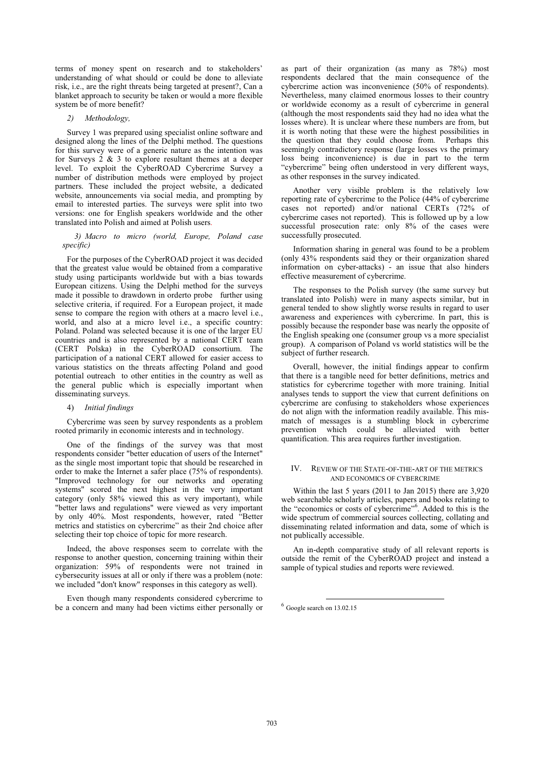terms of money spent on research and to stakeholders' understanding of what should or could be done to alleviate risk, i.e., are the right threats being targeted at present?, Can a blanket approach to security be taken or would a more flexible system be of more benefit?

*2) Methodology,*

Survey 1 was prepared using specialist online software and designed along the lines of the Delphi method. The questions for this survey were of a generic nature as the intention was for Surveys 2 & 3 to explore resultant themes at a deeper level. To exploit the CyberROAD Cybercrime Survey a number of distribution methods were employed by project partners. These included the project website, a dedicated website, announcements via social media, and prompting by email to interested parties. The surveys were split into two versions: one for English speakers worldwide and the other translated into Polish and aimed at Polish users.

*3) Macro to micro (world, Europe, Poland case specific)*

For the purposes of the CyberROAD project it was decided that the greatest value would be obtained from a comparative study using participants worldwide but with a bias towards European citizens. Using the Delphi method for the surveys made it possible to drawdown in orderto probe further using selective criteria, if required. For a European project, it made sense to compare the region with others at a macro level i.e., world, and also at a micro level i.e., a specific country: Poland. Poland was selected because it is one of the larger EU countries and is also represented by a national CERT team (CERT Polska) in the CyberROAD consortium. The participation of a national CERT allowed for easier access to various statistics on the threats affecting Poland and good potential outreach to other entities in the country as well as the general public which is especially important when disseminating surveys.

4) *Initial findings*

Cybercrime was seen by survey respondents as a problem rooted primarily in economic interests and in technology.

One of the findings of the survey was that most respondents consider "better education of users of the Internet" as the single most important topic that should be researched in order to make the Internet a safer place (75% of respondents). "Improved technology for our networks and operating systems" scored the next highest in the very important category (only 58% viewed this as very important), while "better laws and regulations" were viewed as very important by only 40%. Most respondents, however, rated "Better metrics and statistics on cybercrime" as their 2nd choice after selecting their top choice of topic for more research.

Indeed, the above responses seem to correlate with the response to another question, concerning training within their organization: 59% of respondents were not trained in cybersecurity issues at all or only if there was a problem (note: we included "don't know" responses in this category as well).

Even though many respondents considered cybercrime to be a concern and many had been victims either personally or as part of their organization (as many as 78%) most respondents declared that the main consequence of the cybercrime action was inconvenience (50% of respondents). Nevertheless, many claimed enormous losses to their country or worldwide economy as a result of cybercrime in general (although the most respondents said they had no idea what the losses where). It is unclear where these numbers are from, but it is worth noting that these were the highest possibilities in the question that they could choose from. Perhaps this seemingly contradictory response (large losses vs the primary loss being inconvenience) is due in part to the term "cybercrime" being often understood in very different ways, as other responses in the survey indicated.

Another very visible problem is the relatively low reporting rate of cybercrime to the Police (44% of cybercrime cases not reported) and/or national CERTs (72% of cybercrime cases not reported). This is followed up by a low successful prosecution rate: only 8% of the cases were successfully prosecuted.

Information sharing in general was found to be a problem (only 43% respondents said they or their organization shared information on cyber-attacks) - an issue that also hinders effective measurement of cybercrime.

The responses to the Polish survey (the same survey but translated into Polish) were in many aspects similar, but in general tended to show slightly worse results in regard to user awareness and experiences with cybercrime. In part, this is possibly because the responder base was nearly the opposite of the English speaking one (consumer group vs a more specialist group). A comparison of Poland vs world statistics will be the subject of further research.

Overall, however, the initial findings appear to confirm that there is a tangible need for better definitions, metrics and statistics for cybercrime together with more training. Initial analyses tends to support the view that current definitions on cybercrime are confusing to stakeholders whose experiences do not align with the information readily available. This mismatch of messages is a stumbling block in cybercrime prevention which could be alleviated with better quantification. This area requires further investigation.

## IV. Review of the State-of-the-Art of the Metrics and Economics of Cybercrime

Within the last 5 years (2011 to Jan 2015) there are 3,920 web searchable scholarly articles, papers and books relating to the "economics or costs of cybercrime"[6]. Added to this is the wide spectrum of commercial sources collecting, collating and disseminating related information and data, some of which is not publically accessible.

An in-depth comparative study of all relevant reports is outside the remit of the CyberROAD project and instead a sample of typical studies and reports were reviewed.

[6] Google search on 13.02.15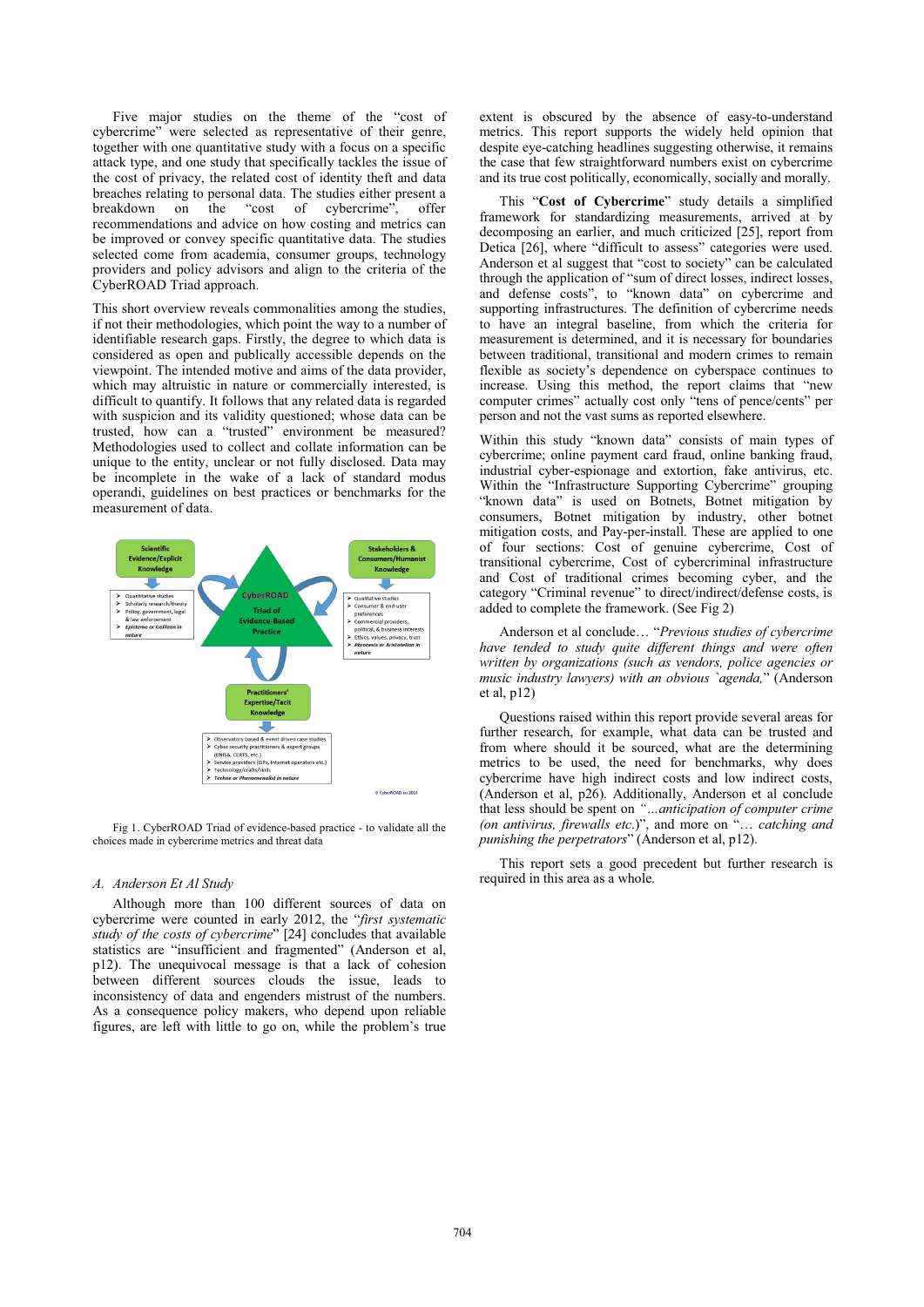Five major studies on the theme of the "cost of cybercrime" were selected as representative of their genre, together with one quantitative study with a focus on a specific attack type, and one study that specifically tackles the issue of the cost of privacy, the related cost of identity theft and data breaches relating to personal data. The studies either present a breakdown on the "cost of cybercrime", offer recommendations and advice on how costing and metrics can be improved or convey specific quantitative data. The studies selected come from academia, consumer groups, technology providers and policy advisors and align to the criteria of the CyberROAD Triad approach.

This short overview reveals commonalities among the studies, if not their methodologies, which point the way to a number of identifiable research gaps. Firstly, the degree to which data is considered as open and publically accessible depends on the viewpoint. The intended motive and aims of the data provider, which may altruistic in nature or commercially interested, is difficult to quantify. It follows that any related data is regarded with suspicion and its validity questioned; whose data can be trusted, how can a "trusted" environment be measured? Methodologies used to collect and collate information can be unique to the entity, unclear or not fully disclosed. Data may be incomplete in the wake of a lack of standard modus operandi, guidelines on best practices or benchmarks for the measurement of data.

Fig 1. CyberROAD Triad of evidence-based practice - to validate all the choices made in cybercrime metrics and threat data

### A. Anderson Et Al Study

Although more than 100 different sources of data on cybercrime were counted in early 2012, the "*first systematic study of the costs of cybercrime*" [24] concludes that available statistics are "insufficient and fragmented" (Anderson et al, p12). The unequivocal message is that a lack of cohesion between different sources clouds the issue, leads to inconsistency of data and engenders mistrust of the numbers. As a consequence policy makers, who depend upon reliable figures, are left with little to go on, while the problem's true extent is obscured by the absence of easy-to-understand metrics. This report supports the widely held opinion that despite eye-catching headlines suggesting otherwise, it remains the case that few straightforward numbers exist on cybercrime and its true cost politically, economically, socially and morally.

This "**Cost of Cybercrime**" study details a simplified framework for standardizing measurements, arrived at by decomposing an earlier, and much criticized [25], report from Detica [26], where "difficult to assess" categories were used. Anderson et al suggest that "cost to society" can be calculated through the application of "sum of direct losses, indirect losses, and defense costs", to "known data" on cybercrime and supporting infrastructures. The definition of cybercrime needs to have an integral baseline, from which the criteria for measurement is determined, and it is necessary for boundaries between traditional, transitional and modern crimes to remain flexible as society's dependence on cyberspace continues to increase. Using this method, the report claims that "new computer crimes" actually cost only "tens of pence/cents" per person and not the vast sums as reported elsewhere.

Within this study "known data" consists of main types of cybercrime; online payment card fraud, online banking fraud, industrial cyber-espionage and extortion, fake antivirus, etc. Within the "Infrastructure Supporting Cybercrime" grouping "known data" is used on Botnets, Botnet mitigation by consumers, Botnet mitigation by industry, other botnet mitigation costs, and Pay-per-install. These are applied to one of four sections: Cost of genuine cybercrime, Cost of transitional cybercrime, Cost of cybercriminal infrastructure and Cost of traditional crimes becoming cyber, and the category "Criminal revenue" to direct/indirect/defense costs, is added to complete the framework. (See Fig 2)

Anderson et al conclude… "*Previous studies of cybercrime have tended to study quite different things and were often written by organizations (such as vendors, police agencies or music industry lawyers) with an obvious `agenda,*" (Anderson et al, p12)

Questions raised within this report provide several areas for further research, for example, what data can be trusted and from where should it be sourced, what are the determining metrics to be used, the need for benchmarks, why does cybercrime have high indirect costs and low indirect costs, (Anderson et al, p26). Additionally, Anderson et al conclude that less should be spent on *"…anticipation of computer crime (on antivirus, firewalls etc.)*", and more on "*… catching and punishing the perpetrators*" (Anderson et al, p12).

This report sets a good precedent but further research is required in this area as a whole.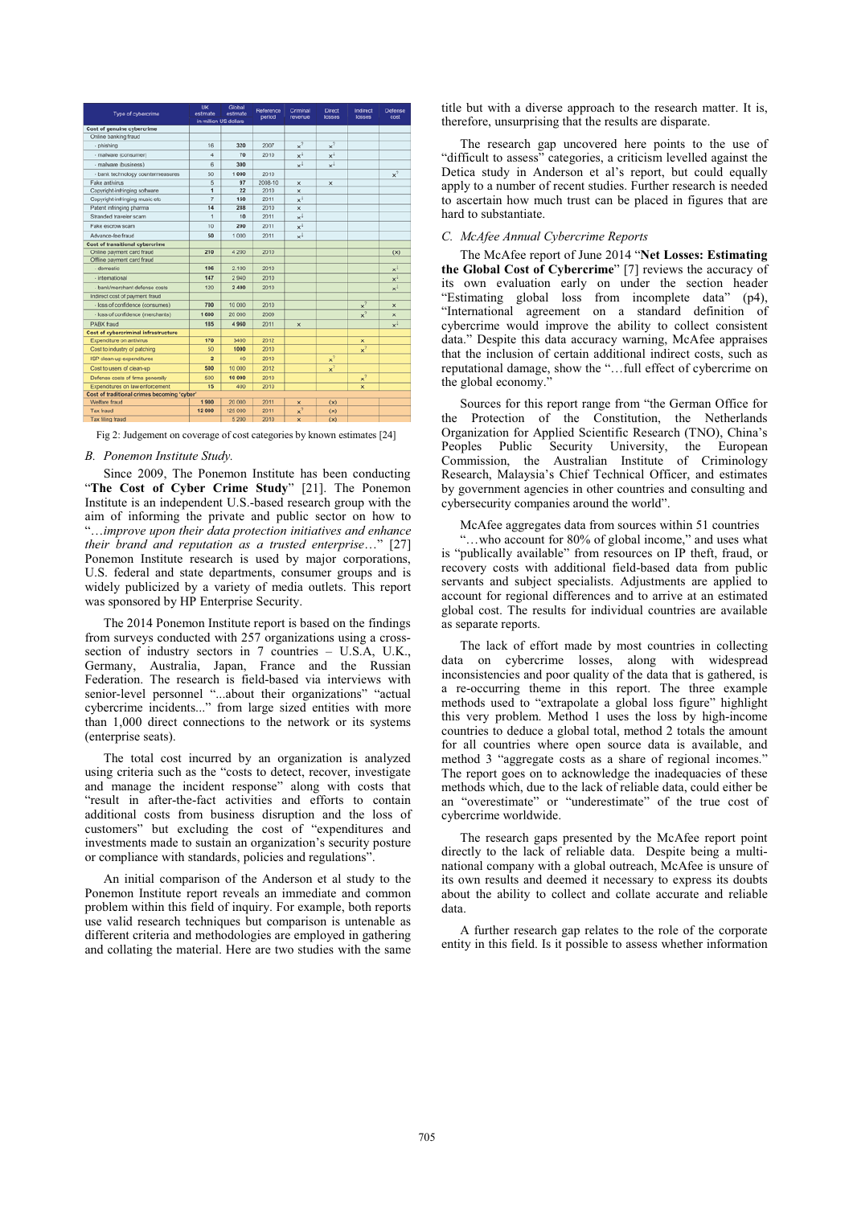| Type of cybercrime | UK estimate | Global estimate | Reference period | Criminal revenue | Direct losses | Indirect losses | Defense cost |
|---|---|---|---|---|---|---|---|
| | in million US dollars | | | | | | |
| **Cost of genuine cybercrime** | | | | | | | |
| Online banking fraud | | | | | | | |
| - phishing | 16 | 320 | 2007 | $x^?$ | $x^?$ | | |
| - malware (consumer) | 4 | 70 | 2010 | $x^↓$ | $x^↓$ | | |
| - malware (business) | 6 | 300 | | $x^↓$ | $x^↓$ | | |
| - bank technology countermeasures | 50 | 1 000 | 2010 | | | | $x^?$ |
| Fake antivirus | 5 | 97 | 2008-10 | x | x | | |
| Copyright-infringing software | 1 | 22 | 2010 | x | | | |
| Copyright-infringing music etc | 7 | 150 | 2011 | $x^↓$ | | | |
| Patent-infringing pharma | 14 | 288 | 2010 | x | | | |
| Stranded traveler scam | 1 | 10 | 2011 | $x^↓$ | | | |
| Fake escrow scam | 10 | 200 | 2011 | $x^↓$ | | | |
| Advance-fee fraud | 50 | 1 000 | 2011 | $x^↓$ | | | |
| **Cost of transitional cybercrime** | | | | | | | |
| Online payment card fraud | 210 | 4 200 | 2010 | | | | (x) |
| Offline payment card fraud | | | | | | | |
| - domestic | 106 | 2 100 | 2010 | | | | $x^↓$ |
| - international | 147 | 2 940 | 2010 | | | | $x^↓$ |
| - bank/merchant defense costs | 120 | 2 400 | 2010 | | | | $x^↓$ |
| Indirect cost of payment fraud | | | | | | | |
| - loss of confidence (consumers) | 700 | 10 000 | 2010 | | | $x^?$ | x |
| - loss of confidence (merchants) | 1 600 | 20 000 | 2009 | | | $x^?$ | x |
| PABX fraud | 185 | 4 960 | 2011 | x | | | $x^↓$ |
| **Cost of cybercriminal infrastructure** | | | | | | | |
| Expenditure on antivirus | 170 | 3400 | 2012 | | | x | |
| Cost to industry of patching | 50 | 1000 | 2010 | | | $x^?$ | |
| ISP clean-up expenditure | 2 | 40 | 2010 | | $x^?$ | | |
| Cost to users of clean-up | 500 | 10 000 | 2012 | | $x^?$ | | |
| Defense costs of firms generally | 500 | 10 000 | 2010 | | | $x^?$ | |
| Expenditure on law enforcement | 15 | 400 | 2010 | | | x | |
| **Cost of traditional crimes becoming 'cyber'** | | | | | | | |
| Welfare fraud | 1 900 | 20 000 | 2011 | x | (x) | | |
| Tax fraud | 12 000 | 125 000 | 2011 | $x^?$ | (x) | | |
| Tax filing fraud | | 5 200 | 2010 | x | (x) | | |

Fig 2: Judgement on coverage of cost categories by known estimates [24]

### B. Ponemon Institute Study.

Since 2009, The Ponemon Institute has been conducting "**The Cost of Cyber Crime Study**" [21]. The Ponemon Institute is an independent U.S.-based research group with the aim of informing the private and public sector on how to "*…improve upon their data protection initiatives and enhance their brand and reputation as a trusted enterprise*…" [27] Ponemon Institute research is used by major corporations, U.S. federal and state departments, consumer groups and is widely publicized by a variety of media outlets. This report was sponsored by HP Enterprise Security.

The 2014 Ponemon Institute report is based on the findings from surveys conducted with 257 organizations using a cross-section of industry sectors in 7 countries – U.S.A, U.K., Germany, Australia, Japan, France and the Russian Federation. The research is field-based via interviews with senior-level personnel "...about their organizations" "actual cybercrime incidents..." from large sized entities with more than 1,000 direct connections to the network or its systems (enterprise seats).

The total cost incurred by an organization is analyzed using criteria such as the "costs to detect, recover, investigate and manage the incident response" along with costs that "result in after-the-fact activities and efforts to contain additional costs from business disruption and the loss of customers" but excluding the cost of "expenditures and investments made to sustain an organization's security posture or compliance with standards, policies and regulations".

An initial comparison of the Anderson et al study to the Ponemon Institute report reveals an immediate and common problem within this field of inquiry. For example, both reports use valid research techniques but comparison is untenable as different criteria and methodologies are employed in gathering and collating the material. Here are two studies with the same title but with a diverse approach to the research matter. It is, therefore, unsurprising that the results are disparate.

The research gap uncovered here points to the use of "difficult to assess" categories, a criticism levelled against the Detica study in Anderson et al's report, but could equally apply to a number of recent studies. Further research is needed to ascertain how much trust can be placed in figures that are hard to substantiate.

### C. McAfee Annual Cybercrime Reports

The McAfee report of June 2014 "**Net Losses: Estimating the Global Cost of Cybercrime**" [7] reviews the accuracy of its own evaluation early on under the section header "Estimating global loss from incomplete data" (p4), "International agreement on a standard definition of cybercrime would improve the ability to collect consistent data." Despite this data accuracy warning, McAfee appraises that the inclusion of certain additional indirect costs, such as reputational damage, show the "…full effect of cybercrime on the global economy."

Sources for this report range from "the German Office for the Protection of the Constitution, the Netherlands Organization for Applied Scientific Research (TNO), China's Peoples Public Security University, the European Commission, the Australian Institute of Criminology Research, Malaysia's Chief Technical Officer, and estimates by government agencies in other countries and consulting and cybersecurity companies around the world".

McAfee aggregates data from sources within 51 countries "…who account for 80% of global income," and uses what is "publically available" from resources on IP theft, fraud, or recovery costs with additional field-based data from public servants and subject specialists. Adjustments are applied to account for regional differences and to arrive at an estimated global cost. The results for individual countries are available as separate reports.

The lack of effort made by most countries in collecting data on cybercrime losses, along with widespread inconsistencies and poor quality of the data that is gathered, is a re-occurring theme in this report. The three example methods used to "extrapolate a global loss figure" highlight this very problem. Method 1 uses the loss by high-income countries to deduce a global total, method 2 totals the amount for all countries where open source data is available, and method 3 "aggregate costs as a share of regional incomes." The report goes on to acknowledge the inadequacies of these methods which, due to the lack of reliable data, could either be an "overestimate" or "underestimate" of the true cost of cybercrime worldwide.

The research gaps presented by the McAfee report point directly to the lack of reliable data. Despite being a multi-national company with a global outreach, McAfee is unsure of its own results and deemed it necessary to express its doubts about the ability to collect and collate accurate and reliable data.

A further research gap relates to the role of the corporate entity in this field. Is it possible to assess whether information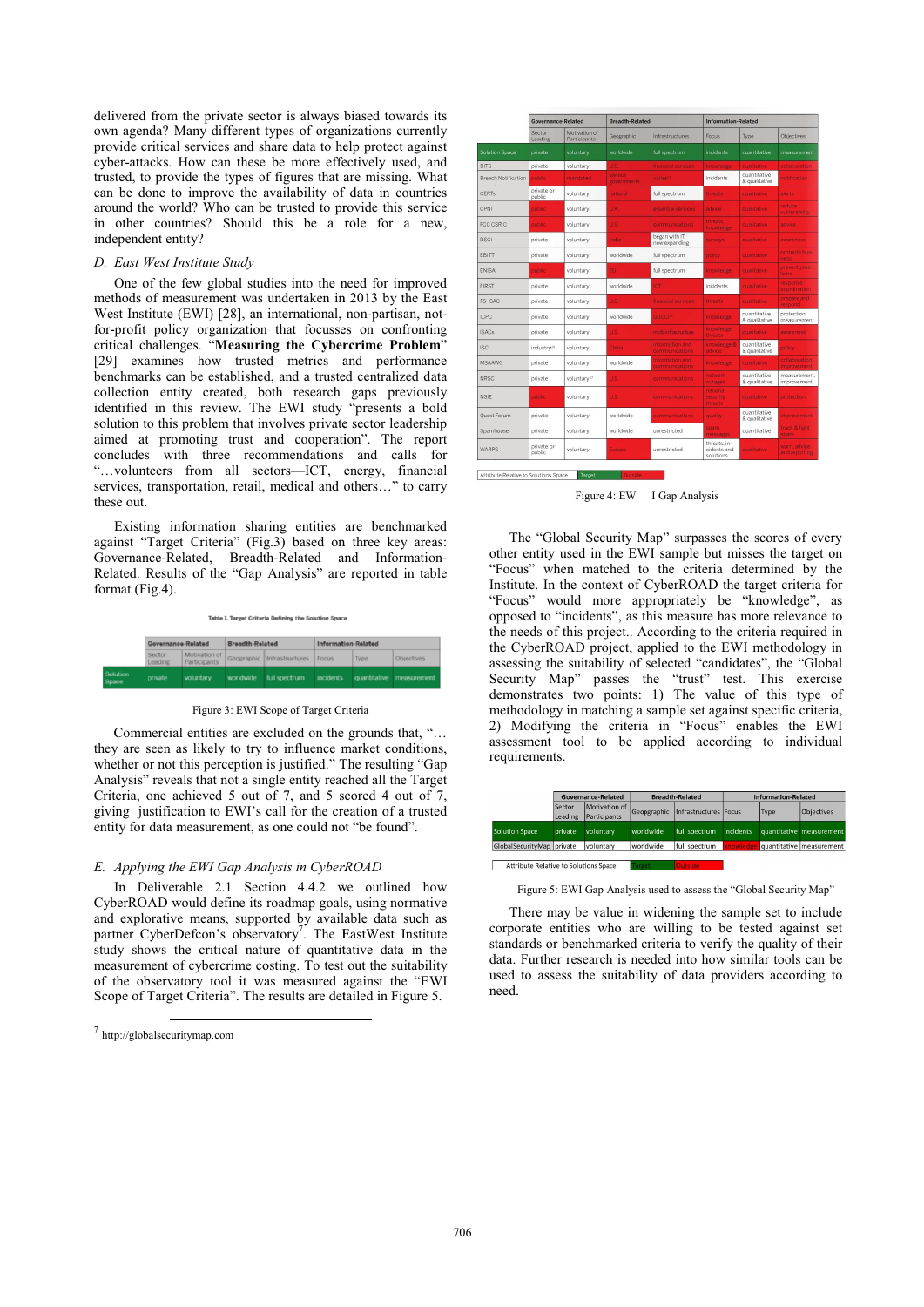delivered from the private sector is always biased towards its own agenda? Many different types of organizations currently provide critical services and share data to help protect against cyber-attacks. How can these be more effectively used, and trusted, to provide the types of figures that are missing. What can be done to improve the availability of data in countries around the world? Who can be trusted to provide this service in other countries? Should this be a role for a new, independent entity?

### D. East West Institute Study

One of the few global studies into the need for improved methods of measurement was undertaken in 2013 by the East West Institute (EWI) [28], an international, non-partisan, not-for-profit policy organization that focusses on confronting critical challenges. "**Measuring the Cybercrime Problem**" [29] examines how trusted metrics and performance benchmarks can be established, and a trusted centralized data collection entity created, both research gaps previously identified in this review. The EWI study "presents a bold solution to this problem that involves private sector leadership aimed at promoting trust and cooperation". The report concludes with three recommendations and calls for "…volunteers from all sectors—ICT, energy, financial services, transportation, retail, medical and others…" to carry these out.

Existing information sharing entities are benchmarked against "Target Criteria" (Fig.3) based on three key areas: Governance-Related, Breadth-Related and Information-Related. Results of the "Gap Analysis" are reported in table format (Fig.4).

Table 1. Target Criteria Defining the Solution Space

| | Governance-Related | | Breadth-Related | | Information-Related | | |
|---|---|---|---|---|---|---|---|
| | Sector Leading | Motivation of Participants | Geographic | Infrastructures | Focus | Type | Objectives |
| Solution Space | private | voluntary | worldwide | full spectrum | incidents | quantitative | measurement |

Figure 3: EWI Scope of Target Criteria

Commercial entities are excluded on the grounds that, "…they are seen as likely to try to influence market conditions, whether or not this perception is justified." The resulting "Gap Analysis" reveals that not a single entity reached all the Target Criteria, one achieved 5 out of 7, and 5 scored 4 out of 7, giving justification to EWI's call for the creation of a trusted entity for data measurement, as one could not "be found".

### E. Applying the EWI Gap Analysis in CyberROAD

In Deliverable 2.1 Section 4.4.2 we outlined how CyberROAD would define its roadmap goals, using normative and explorative means, supported by available data such as partner CyberDefcon's observatory[7]. The EastWest Institute study shows the critical nature of quantitative data in the measurement of cybercrime costing. To test out the suitability of the observatory tool it was measured against the "EWI Scope of Target Criteria". The results are detailed in Figure 5.

[7] http://globalsecuritymap.com

| | Governance-Related | | Breadth-Related | | Information-Related | | |
|---|---|---|---|---|---|---|---|
| | Sector Leading | Motivation of Participants | Geographic | Infrastructures | Focus | Type | Objectives |
| Solution Space | private | voluntary | worldwide | full spectrum | incidents | quantitative | measurement |
| BITS | private | voluntary | U.S. | financial services | knowledge | qualitative | collaboration |
| Breach Notification | public | mandated | various governments | varies | incidents | quantitative & qualitative | notification |
| CERTs | private or public | voluntary | national | full spectrum | threats | qualitative | alerts |
| CPNI | public | voluntary | U.K. | essential services | advice | qualitative | reduce vulnerability |
| FCC CSRIC | public | voluntary | U.S. | communications | threats, knowledge | qualitative | advice |
| DSCI | private | voluntary | India | began with IT, now expanding | surveys | qualitative | awareness |
| EBITT | private | voluntary | worldwide | full spectrum | policy | qualitative | promote business |
| ENISA | public | voluntary | EU | full spectrum | knowledge | qualitative | prevent problems |
| FIRST | private | voluntary | worldwide | ICT | incidents | qualitative | response coordination |
| FS-ISAC | private | voluntary | U.S. | financial services | threats | qualitative | prepare and respond |
| ICPC | private | voluntary | worldwide | SCCO | knowledge | quantitative & qualitative | protection, measurement |
| ISACs | private | voluntary | U.S. | multi-infrastructure | knowledge threats | qualitative | awareness |
| ISC | industry | voluntary | China | information and communications | knowledge & advice | quantitative & qualitative | policy |
| M3AAWG | private | voluntary | worldwide | information and communications | knowledge | qualitative | collaboration improvement |
| NRSC | private | voluntary | U.S. | communications | network outages | quantitative & qualitative | measurement, improvement |
| NSIE | public | voluntary | U.S. | communications | network security threats | qualitative | protection |
| Quest Forum | private | voluntary | worldwide | communications | quality | quantitative & qualitative | improvement |
| Spamhouse | private | voluntary | worldwide | unrestricted | spam messages | quantitative | track & fight spam |
| WARPS | private or public | voluntary | Europe | unrestricted | threats, incidents and solutions | qualitative | warn, advise and reporting |

Attribute Relative to Solutions Space: Target / Outside

Figure 4: EW I Gap Analysis

The "Global Security Map" surpasses the scores of every other entity used in the EWI sample but misses the target on "Focus" when matched to the criteria determined by the Institute. In the context of CyberROAD the target criteria for "Focus" would more appropriately be "knowledge", as opposed to "incidents", as this measure has more relevance to the needs of this project.. According to the criteria required in the CyberROAD project, applied to the EWI methodology in assessing the suitability of selected "candidates", the "Global Security Map" passes the "trust" test. This exercise demonstrates two points: 1) The value of this type of methodology in matching a sample set against specific criteria, 2) Modifying the criteria in "Focus" enables the EWI assessment tool to be applied according to individual requirements.

| | Governance-Related | | Breadth-Related | | Information-Related | | |
|---|---|---|---|---|---|---|---|
| | Sector Leading | Motivation of Participants | Geographic | Infrastructures | Focus | Type | Objectives |
| Solution Space | private | voluntary | worldwide | full spectrum | incidents | quantitative | measurement |
| GlobalSecurityMap | private | voluntary | worldwide | full spectrum | knowledge | quantitative | measurement |

Attribute Relative to Solutions Space: Target / Outside

Figure 5: EWI Gap Analysis used to assess the "Global Security Map"

There may be value in widening the sample set to include corporate entities who are willing to be tested against set standards or benchmarked criteria to verify the quality of their data. Further research is needed into how similar tools can be used to assess the suitability of data providers according to need.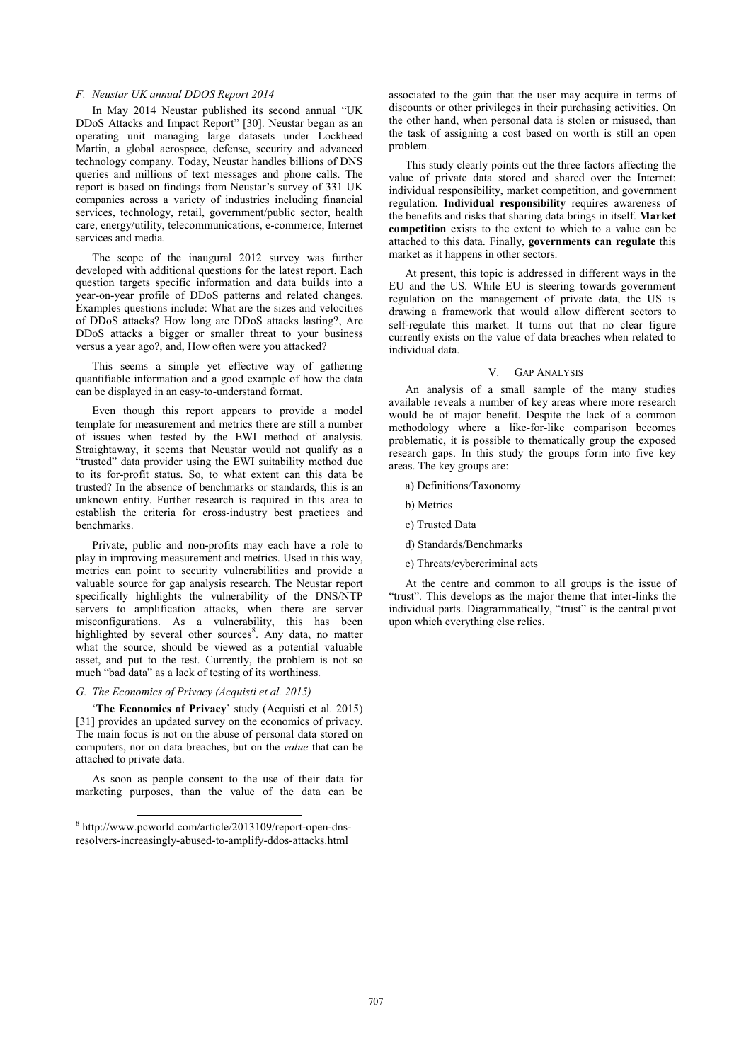### *F. Neustar UK annual DDOS Report 2014*

In May 2014 Neustar published its second annual "UK DDoS Attacks and Impact Report" [30]. Neustar began as an operating unit managing large datasets under Lockheed Martin, a global aerospace, defense, security and advanced technology company. Today, Neustar handles billions of DNS queries and millions of text messages and phone calls. The report is based on findings from Neustar's survey of 331 UK companies across a variety of industries including financial services, technology, retail, government/public sector, health care, energy/utility, telecommunications, e-commerce, Internet services and media.

The scope of the inaugural 2012 survey was further developed with additional questions for the latest report. Each question targets specific information and data builds into a year-on-year profile of DDoS patterns and related changes. Examples questions include: What are the sizes and velocities of DDoS attacks? How long are DDoS attacks lasting?, Are DDoS attacks a bigger or smaller threat to your business versus a year ago?, and, How often were you attacked?

This seems a simple yet effective way of gathering quantifiable information and a good example of how the data can be displayed in an easy-to-understand format.

Even though this report appears to provide a model template for measurement and metrics there are still a number of issues when tested by the EWI method of analysis. Straightaway, it seems that Neustar would not qualify as a "trusted" data provider using the EWI suitability method due to its for-profit status. So, to what extent can this data be trusted? In the absence of benchmarks or standards, this is an unknown entity. Further research is required in this area to establish the criteria for cross-industry best practices and benchmarks.

Private, public and non-profits may each have a role to play in improving measurement and metrics. Used in this way, metrics can point to security vulnerabilities and provide a valuable source for gap analysis research. The Neustar report specifically highlights the vulnerability of the DNS/NTP servers to amplification attacks, when there are server misconfigurations. As a vulnerability, this has been highlighted by several other sources[8]. Any data, no matter what the source, should be viewed as a potential valuable asset, and put to the test. Currently, the problem is not so much "bad data" as a lack of testing of its worthiness.

### *G. The Economics of Privacy (Acquisti et al. 2015)*

'**The Economics of Privacy**' study (Acquisti et al. 2015) [31] provides an updated survey on the economics of privacy. The main focus is not on the abuse of personal data stored on computers, nor on data breaches, but on the *value* that can be attached to private data.

As soon as people consent to the use of their data for marketing purposes, than the value of the data can be associated to the gain that the user may acquire in terms of discounts or other privileges in their purchasing activities. On the other hand, when personal data is stolen or misused, than the task of assigning a cost based on worth is still an open problem.

This study clearly points out the three factors affecting the value of private data stored and shared over the Internet: individual responsibility, market competition, and government regulation. **Individual responsibility** requires awareness of the benefits and risks that sharing data brings in itself. **Market competition** exists to the extent to which to a value can be attached to this data. Finally, **governments can regulate** this market as it happens in other sectors.

At present, this topic is addressed in different ways in the EU and the US. While EU is steering towards government regulation on the management of private data, the US is drawing a framework that would allow different sectors to self-regulate this market. It turns out that no clear figure currently exists on the value of data breaches when related to individual data.

## V. Gap Analysis

An analysis of a small sample of the many studies available reveals a number of key areas where more research would be of major benefit. Despite the lack of a common methodology where a like-for-like comparison becomes problematic, it is possible to thematically group the exposed research gaps. In this study the groups form into five key areas. The key groups are:

a) Definitions/Taxonomy

b) Metrics

c) Trusted Data

d) Standards/Benchmarks

e) Threats/cybercriminal acts

At the centre and common to all groups is the issue of "trust". This develops as the major theme that inter-links the individual parts. Diagrammatically, "trust" is the central pivot upon which everything else relies.

[8] http://www.pcworld.com/article/2013109/report-open-dns-resolvers-increasingly-abused-to-amplify-ddos-attacks.html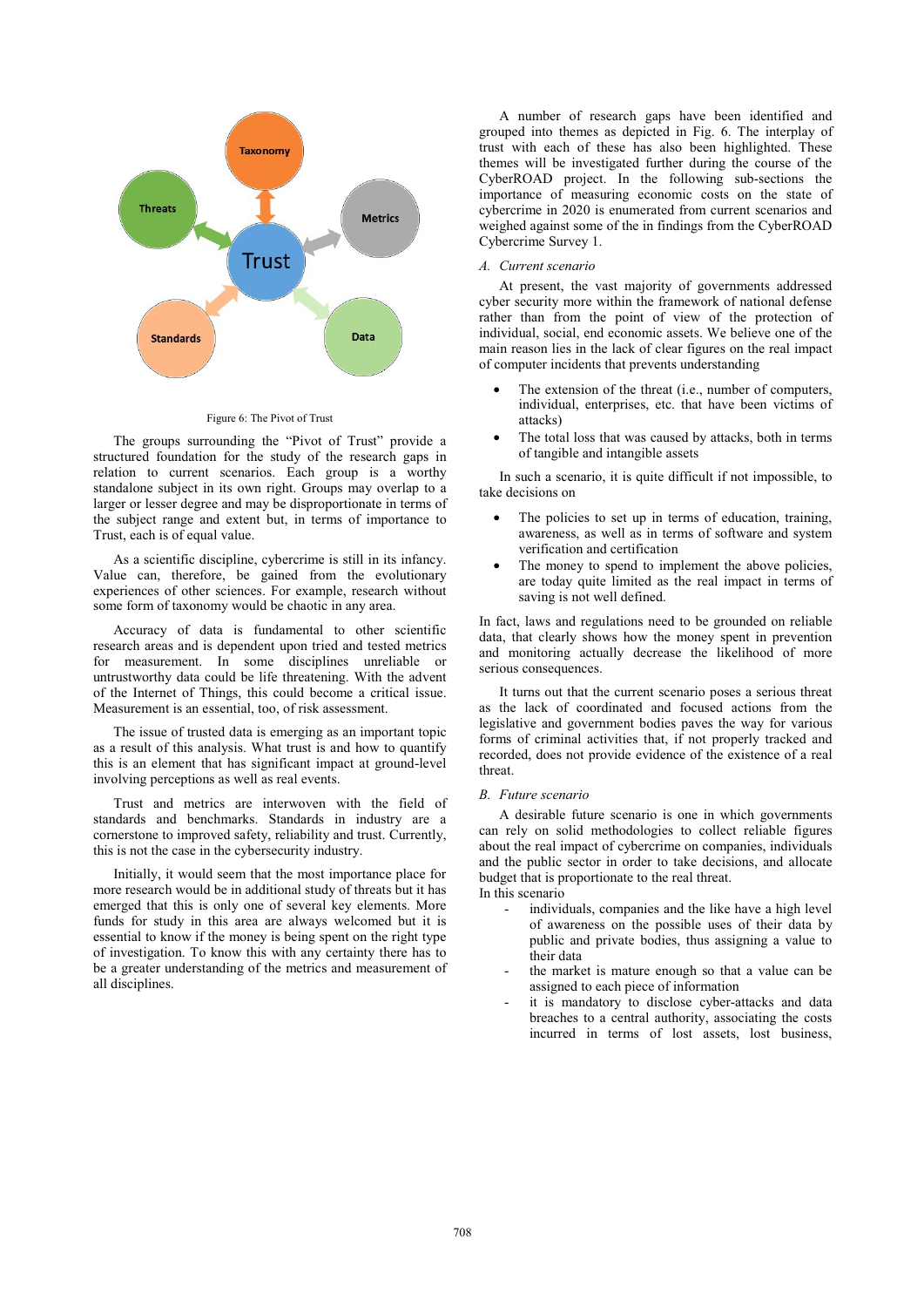Taxonomy

Threats

Metrics

Trust

Standards

Data

Figure 6: The Pivot of Trust

The groups surrounding the "Pivot of Trust" provide a structured foundation for the study of the research gaps in relation to current scenarios. Each group is a worthy standalone subject in its own right. Groups may overlap to a larger or lesser degree and may be disproportionate in terms of the subject range and extent but, in terms of importance to Trust, each is of equal value.

As a scientific discipline, cybercrime is still in its infancy. Value can, therefore, be gained from the evolutionary experiences of other sciences. For example, research without some form of taxonomy would be chaotic in any area.

Accuracy of data is fundamental to other scientific research areas and is dependent upon tried and tested metrics for measurement. In some disciplines unreliable or untrustworthy data could be life threatening. With the advent of the Internet of Things, this could become a critical issue. Measurement is an essential, too, of risk assessment.

The issue of trusted data is emerging as an important topic as a result of this analysis. What trust is and how to quantify this is an element that has significant impact at ground-level involving perceptions as well as real events.

Trust and metrics are interwoven with the field of standards and benchmarks. Standards in industry are a cornerstone to improved safety, reliability and trust. Currently, this is not the case in the cybersecurity industry.

Initially, it would seem that the most importance place for more research would be in additional study of threats but it has emerged that this is only one of several key elements. More funds for study in this area are always welcomed but it is essential to know if the money is being spent on the right type of investigation. To know this with any certainty there has to be a greater understanding of the metrics and measurement of all disciplines.

A number of research gaps have been identified and grouped into themes as depicted in Fig. 6. The interplay of trust with each of these has also been highlighted. These themes will be investigated further during the course of the CyberROAD project. In the following sub-sections the importance of measuring economic costs on the state of cybercrime in 2020 is enumerated from current scenarios and weighed against some of the in findings from the CyberROAD Cybercrime Survey 1.

### *A. Current scenario*

At present, the vast majority of governments addressed cyber security more within the framework of national defense rather than from the point of view of the protection of individual, social, end economic assets. We believe one of the main reason lies in the lack of clear figures on the real impact of computer incidents that prevents understanding

- The extension of the threat (i.e., number of computers, individual, enterprises, etc. that have been victims of attacks)
- The total loss that was caused by attacks, both in terms of tangible and intangible assets

In such a scenario, it is quite difficult if not impossible, to take decisions on

- The policies to set up in terms of education, training, awareness, as well as in terms of software and system verification and certification
- The money to spend to implement the above policies, are today quite limited as the real impact in terms of saving is not well defined.

In fact, laws and regulations need to be grounded on reliable data, that clearly shows how the money spent in prevention and monitoring actually decrease the likelihood of more serious consequences.

It turns out that the current scenario poses a serious threat as the lack of coordinated and focused actions from the legislative and government bodies paves the way for various forms of criminal activities that, if not properly tracked and recorded, does not provide evidence of the existence of a real threat.

### *B. Future scenario*

A desirable future scenario is one in which governments can rely on solid methodologies to collect reliable figures about the real impact of cybercrime on companies, individuals and the public sector in order to take decisions, and allocate budget that is proportionate to the real threat.
In this scenario

- individuals, companies and the like have a high level of awareness on the possible uses of their data by public and private bodies, thus assigning a value to their data
- the market is mature enough so that a value can be assigned to each piece of information
- it is mandatory to disclose cyber-attacks and data breaches to a central authority, associating the costs incurred in terms of lost assets, lost business,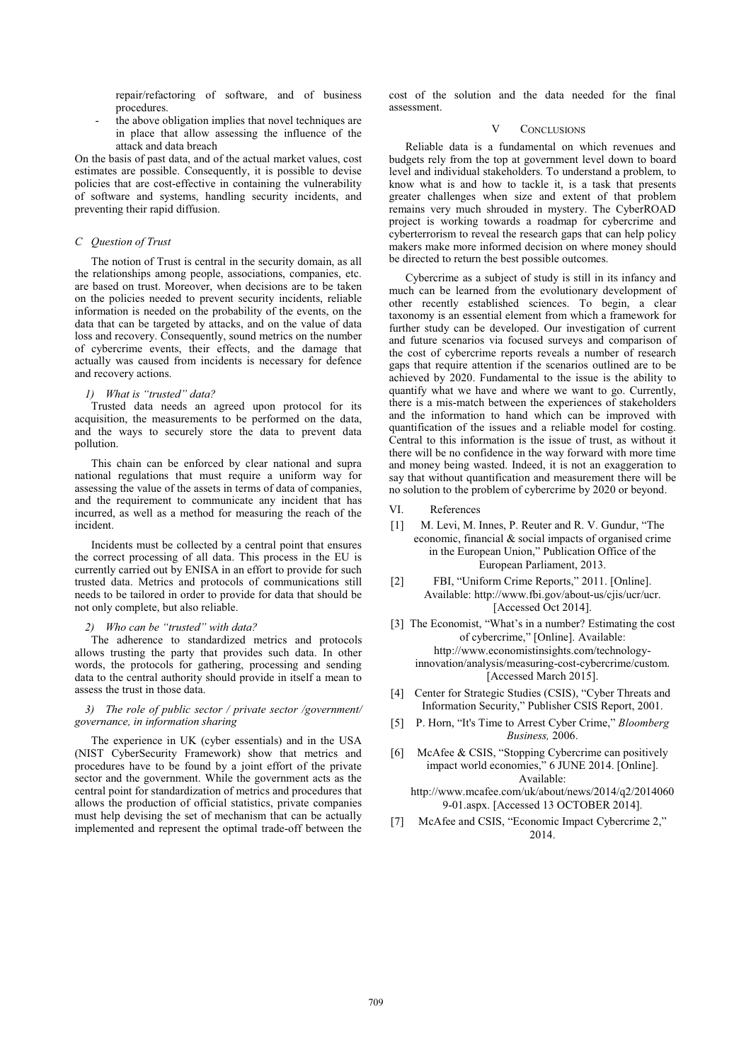repair/refactoring of software, and of business procedures.

- the above obligation implies that novel techniques are in place that allow assessing the influence of the attack and data breach

On the basis of past data, and of the actual market values, cost estimates are possible. Consequently, it is possible to devise policies that are cost-effective in containing the vulnerability of software and systems, handling security incidents, and preventing their rapid diffusion.

### *C Question of Trust*

The notion of Trust is central in the security domain, as all the relationships among people, associations, companies, etc. are based on trust. Moreover, when decisions are to be taken on the policies needed to prevent security incidents, reliable information is needed on the probability of the events, on the data that can be targeted by attacks, and on the value of data loss and recovery. Consequently, sound metrics on the number of cybercrime events, their effects, and the damage that actually was caused from incidents is necessary for defence and recovery actions.

#### *1) What is "trusted" data?*

Trusted data needs an agreed upon protocol for its acquisition, the measurements to be performed on the data, and the ways to securely store the data to prevent data pollution.

This chain can be enforced by clear national and supra national regulations that must require a uniform way for assessing the value of the assets in terms of data of companies, and the requirement to communicate any incident that has incurred, as well as a method for measuring the reach of the incident.

Incidents must be collected by a central point that ensures the correct processing of all data. This process in the EU is currently carried out by ENISA in an effort to provide for such trusted data. Metrics and protocols of communications still needs to be tailored in order to provide for data that should be not only complete, but also reliable.

#### *2) Who can be "trusted" with data?*

The adherence to standardized metrics and protocols allows trusting the party that provides such data. In other words, the protocols for gathering, processing and sending data to the central authority should provide in itself a mean to assess the trust in those data.

#### *3) The role of public sector / private sector /government/ governance, in information sharing*

The experience in UK (cyber essentials) and in the USA (NIST CyberSecurity Framework) show that metrics and procedures have to be found by a joint effort of the private sector and the government. While the government acts as the central point for standardization of metrics and procedures that allows the production of official statistics, private companies must help devising the set of mechanism that can be actually implemented and represent the optimal trade-off between the cost of the solution and the data needed for the final assessment.

## V CONCLUSIONS

Reliable data is a fundamental on which revenues and budgets rely from the top at government level down to board level and individual stakeholders. To understand a problem, to know what is and how to tackle it, is a task that presents greater challenges when size and extent of that problem remains very much shrouded in mystery. The CyberROAD project is working towards a roadmap for cybercrime and cyberterrorism to reveal the research gaps that can help policy makers make more informed decision on where money should be directed to return the best possible outcomes.

Cybercrime as a subject of study is still in its infancy and much can be learned from the evolutionary development of other recently established sciences. To begin, a clear taxonomy is an essential element from which a framework for further study can be developed. Our investigation of current and future scenarios via focused surveys and comparison of the cost of cybercrime reports reveals a number of research gaps that require attention if the scenarios outlined are to be achieved by 2020. Fundamental to the issue is the ability to quantify what we have and where we want to go. Currently, there is a mis-match between the experiences of stakeholders and the information to hand which can be improved with quantification of the issues and a reliable model for costing. Central to this information is the issue of trust, as without it there will be no confidence in the way forward with more time and money being wasted. Indeed, it is not an exaggeration to say that without quantification and measurement there will be no solution to the problem of cybercrime by 2020 or beyond.

## VI. References

[1] M. Levi, M. Innes, P. Reuter and R. V. Gundur, "The economic, financial & social impacts of organised crime in the European Union," Publication Office of the European Parliament, 2013.

[2] FBI, "Uniform Crime Reports," 2011. [Online]. Available: http://www.fbi.gov/about-us/cjis/ucr/ucr. [Accessed Oct 2014].

[3] The Economist, "What's in a number? Estimating the cost of cybercrime," [Online]. Available: http://www.economistinsights.com/technology-innovation/analysis/measuring-cost-cybercrime/custom. [Accessed March 2015].

[4] Center for Strategic Studies (CSIS), "Cyber Threats and Information Security," Publisher CSIS Report, 2001.

[5] P. Horn, "It's Time to Arrest Cyber Crime," *Bloomberg Business,* 2006.

[6] McAfee & CSIS, "Stopping Cybercrime can positively impact world economies," 6 JUNE 2014. [Online]. Available: http://www.mcafee.com/uk/about/news/2014/q2/20140609-01.aspx. [Accessed 13 OCTOBER 2014].

[7] McAfee and CSIS, "Economic Impact Cybercrime 2," 2014.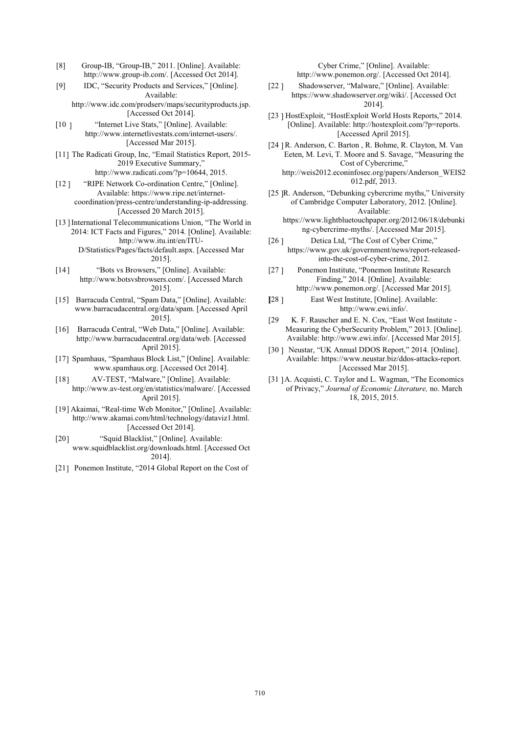[8] Group-IB, "Group-IB," 2011. [Online]. Available: http://www.group-ib.com/. [Accessed Oct 2014].

[9] IDC, "Security Products and Services," [Online]. Available: http://www.idc.com/prodserv/maps/securityproducts.jsp. [Accessed Oct 2014].

[10] "Internet Live Stats," [Online]. Available: http://www.internetlivestats.com/internet-users/. [Accessed Mar 2015].

[11] The Radicati Group, Inc, "Email Statistics Report, 2015-2019 Executive Summary," http://www.radicati.com/?p=10644, 2015.

[12] "RIPE Network Co-ordination Centre," [Online]. Available: https://www.ripe.net/internet-coordination/press-centre/understanding-ip-addressing. [Accessed 20 March 2015].

[13] International Telecommunications Union, "The World in 2014: ICT Facts and Figures," 2014. [Online]. Available: http://www.itu.int/en/ITU-D/Statistics/Pages/facts/default.aspx. [Accessed Mar 2015].

[14] "Bots vs Browsers," [Online]. Available: http://www.botsvsbrowsers.com/. [Accessed March 2015].

[15] Barracuda Central, "Spam Data," [Online]. Available: www.barracudacentral.org/data/spam. [Accessed April 2015].

[16] Barracuda Central, "Web Data," [Online]. Available: http://www.barracudacentral.org/data/web. [Accessed April 2015].

[17] Spamhaus, "Spamhaus Block List," [Online]. Available: www.spamhaus.org. [Accessed Oct 2014].

[18] AV-TEST, "Malware," [Online]. Available: http://www.av-test.org/en/statistics/malware/. [Accessed April 2015].

[19] Akaimai, "Real-time Web Monitor," [Online]. Available: http://www.akamai.com/html/technology/dataviz1.html. [Accessed Oct 2014].

[20] "Squid Blacklist," [Online]. Available: www.squidblacklist.org/downloads.html. [Accessed Oct 2014].

[21] Ponemon Institute, "2014 Global Report on the Cost of Cyber Crime," [Online]. Available: http://www.ponemon.org/. [Accessed Oct 2014].

[22] Shadowserver, "Malware," [Online]. Available: https://www.shadowserver.org/wiki/. [Accessed Oct 2014].

[23] HostExploit, "HostExploit World Hosts Reports," 2014. [Online]. Available: http://hostexploit.com/?p=reports. [Accessed April 2015].

[24] R. Anderson, C. Barton , R. Bohme, R. Clayton, M. Van Eeten, M. Levi, T. Moore and S. Savage, "Measuring the Cost of Cybercrime," http://weis2012.econinfosec.org/papers/Anderson_WEIS2012.pdf, 2013.

[25] R. Anderson, "Debunking cybercrime myths," University of Cambridge Computer Laboratory, 2012. [Online]. Available: https://www.lightbluetouchpaper.org/2012/06/18/debunking-cybercrime-myths/. [Accessed Mar 2015].

[26] Detica Ltd, "The Cost of Cyber Crime," https://www.gov.uk/government/news/report-released-into-the-cost-of-cyber-crime, 2012.

[27] Ponemon Institute, "Ponemon Institute Research Finding," 2014. [Online]. Available: http://www.ponemon.org/. [Accessed Mar 2015].

[28] East West Institute, [Online]. Available: http://www.ewi.info/.

[29] K. F. Rauscher and E. N. Cox, "East West Institute - Measuring the CyberSecurity Problem," 2013. [Online]. Available: http://www.ewi.info/. [Accessed Mar 2015].

[30] Neustar, "UK Annual DDOS Report," 2014. [Online]. Available: https://www.neustar.biz/ddos-attacks-report. [Accessed Mar 2015].

[31] A. Acquisti, C. Taylor and L. Wagman, "The Economics of Privacy," *Journal of Economic Literature,* no. March 18, 2015, 2015.